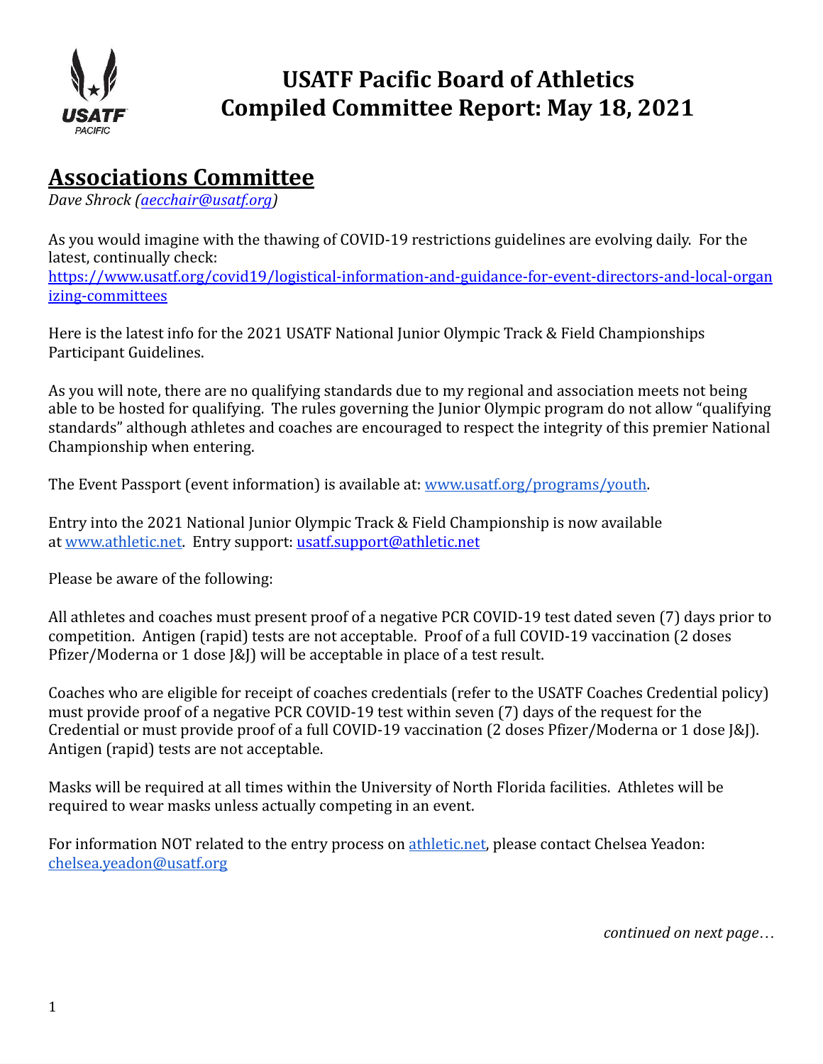# USATF Pacific Board of Athletics
# Compiled Committee Report: May 18, 2021

## Associations Committee

*Dave Shrock (aecchair@usatf.org)*

As you would imagine with the thawing of COVID-19 restrictions guidelines are evolving daily. For the latest, continually check:
https://www.usatf.org/covid19/logistical-information-and-guidance-for-event-directors-and-local-organizing-committees

Here is the latest info for the 2021 USATF National Junior Olympic Track & Field Championships Participant Guidelines.

As you will note, there are no qualifying standards due to my regional and association meets not being able to be hosted for qualifying. The rules governing the Junior Olympic program do not allow "qualifying standards" although athletes and coaches are encouraged to respect the integrity of this premier National Championship when entering.

The Event Passport (event information) is available at: www.usatf.org/programs/youth.

Entry into the 2021 National Junior Olympic Track & Field Championship is now available at www.athletic.net. Entry support: usatf.support@athletic.net

Please be aware of the following:

All athletes and coaches must present proof of a negative PCR COVID-19 test dated seven (7) days prior to competition. Antigen (rapid) tests are not acceptable. Proof of a full COVID-19 vaccination (2 doses Pfizer/Moderna or 1 dose J&J) will be acceptable in place of a test result.

Coaches who are eligible for receipt of coaches credentials (refer to the USATF Coaches Credential policy) must provide proof of a negative PCR COVID-19 test within seven (7) days of the request for the Credential or must provide proof of a full COVID-19 vaccination (2 doses Pfizer/Moderna or 1 dose J&J). Antigen (rapid) tests are not acceptable.

Masks will be required at all times within the University of North Florida facilities. Athletes will be required to wear masks unless actually competing in an event.

For information NOT related to the entry process on athletic.net, please contact Chelsea Yeadon: chelsea.yeadon@usatf.org

*continued on next page…*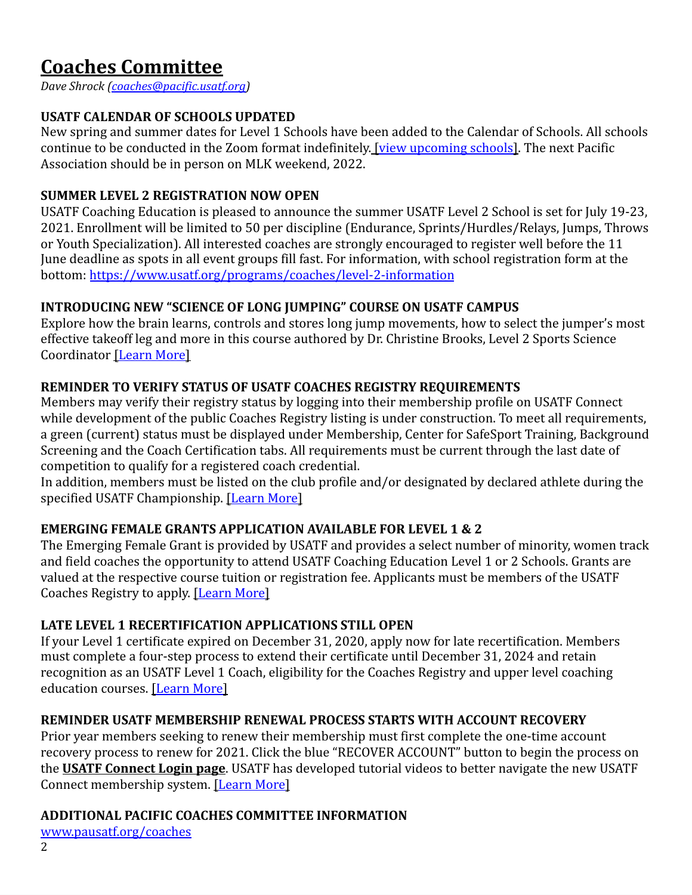# Coaches Committee

*Dave Shrock (coaches@pacific.usatf.org)*

**USATF CALENDAR OF SCHOOLS UPDATED**

New spring and summer dates for Level 1 Schools have been added to the Calendar of Schools. All schools continue to be conducted in the Zoom format indefinitely. [view upcoming schools]. The next Pacific Association should be in person on MLK weekend, 2022.

**SUMMER LEVEL 2 REGISTRATION NOW OPEN**

USATF Coaching Education is pleased to announce the summer USATF Level 2 School is set for July 19-23, 2021. Enrollment will be limited to 50 per discipline (Endurance, Sprints/Hurdles/Relays, Jumps, Throws or Youth Specialization). All interested coaches are strongly encouraged to register well before the 11 June deadline as spots in all event groups fill fast. For information, with school registration form at the bottom: https://www.usatf.org/programs/coaches/level-2-information

**INTRODUCING NEW "SCIENCE OF LONG JUMPING" COURSE ON USATF CAMPUS**

Explore how the brain learns, controls and stores long jump movements, how to select the jumper's most effective takeoff leg and more in this course authored by Dr. Christine Brooks, Level 2 Sports Science Coordinator [Learn More]

**REMINDER TO VERIFY STATUS OF USATF COACHES REGISTRY REQUIREMENTS**

Members may verify their registry status by logging into their membership profile on USATF Connect while development of the public Coaches Registry listing is under construction. To meet all requirements, a green (current) status must be displayed under Membership, Center for SafeSport Training, Background Screening and the Coach Certification tabs. All requirements must be current through the last date of competition to qualify for a registered coach credential.

In addition, members must be listed on the club profile and/or designated by declared athlete during the specified USATF Championship. [Learn More]

**EMERGING FEMALE GRANTS APPLICATION AVAILABLE FOR LEVEL 1 & 2**

The Emerging Female Grant is provided by USATF and provides a select number of minority, women track and field coaches the opportunity to attend USATF Coaching Education Level 1 or 2 Schools. Grants are valued at the respective course tuition or registration fee. Applicants must be members of the USATF Coaches Registry to apply. [Learn More]

**LATE LEVEL 1 RECERTIFICATION APPLICATIONS STILL OPEN**

If your Level 1 certificate expired on December 31, 2020, apply now for late recertification. Members must complete a four-step process to extend their certificate until December 31, 2024 and retain recognition as an USATF Level 1 Coach, eligibility for the Coaches Registry and upper level coaching education courses. [Learn More]

**REMINDER USATF MEMBERSHIP RENEWAL PROCESS STARTS WITH ACCOUNT RECOVERY**

Prior year members seeking to renew their membership must first complete the one-time account recovery process to renew for 2021. Click the blue "RECOVER ACCOUNT" button to begin the process on the **USATF Connect Login page**. USATF has developed tutorial videos to better navigate the new USATF Connect membership system. [Learn More]

**ADDITIONAL PACIFIC COACHES COMMITTEE INFORMATION**

www.pausatf.org/coaches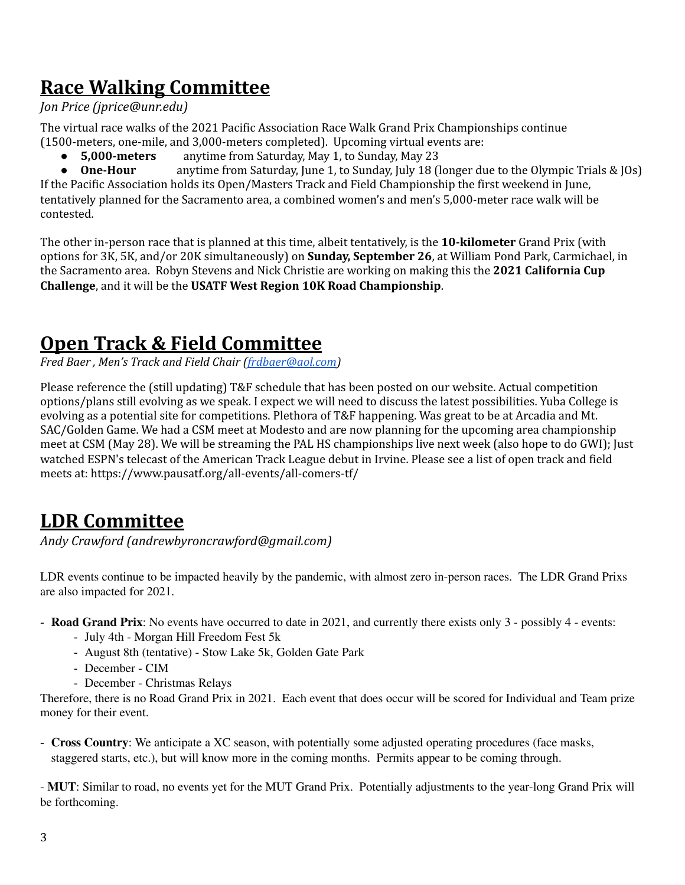## Race Walking Committee

*Jon Price (jprice@unr.edu)*

The virtual race walks of the 2021 Pacific Association Race Walk Grand Prix Championships continue (1500-meters, one-mile, and 3,000-meters completed). Upcoming virtual events are:

- **5,000-meters** anytime from Saturday, May 1, to Sunday, May 23
- **One-Hour** anytime from Saturday, June 1, to Sunday, July 18 (longer due to the Olympic Trials & JOs)

If the Pacific Association holds its Open/Masters Track and Field Championship the first weekend in June, tentatively planned for the Sacramento area, a combined women's and men's 5,000-meter race walk will be contested.

The other in-person race that is planned at this time, albeit tentatively, is the **10-kilometer** Grand Prix (with options for 3K, 5K, and/or 20K simultaneously) on **Sunday, September 26**, at William Pond Park, Carmichael, in the Sacramento area. Robyn Stevens and Nick Christie are working on making this the **2021 California Cup Challenge**, and it will be the **USATF West Region 10K Road Championship**.

## Open Track & Field Committee

*Fred Baer , Men's Track and Field Chair (frdbaer@aol.com)*

Please reference the (still updating) T&F schedule that has been posted on our website. Actual competition options/plans still evolving as we speak. I expect we will need to discuss the latest possibilities. Yuba College is evolving as a potential site for competitions. Plethora of T&F happening. Was great to be at Arcadia and Mt. SAC/Golden Game. We had a CSM meet at Modesto and are now planning for the upcoming area championship meet at CSM (May 28). We will be streaming the PAL HS championships live next week (also hope to do GWI); Just watched ESPN's telecast of the American Track League debut in Irvine. Please see a list of open track and field meets at: https://www.pausatf.org/all-events/all-comers-tf/

## LDR Committee

*Andy Crawford (andrewbyroncrawford@gmail.com)*

LDR events continue to be impacted heavily by the pandemic, with almost zero in-person races. The LDR Grand Prixs are also impacted for 2021.

- **Road Grand Prix**: No events have occurred to date in 2021, and currently there exists only 3 - possibly 4 - events:
  - July 4th - Morgan Hill Freedom Fest 5k
  - August 8th (tentative) - Stow Lake 5k, Golden Gate Park
  - December - CIM
  - December - Christmas Relays

  Therefore, there is no Road Grand Prix in 2021. Each event that does occur will be scored for Individual and Team prize money for their event.

- **Cross Country**: We anticipate a XC season, with potentially some adjusted operating procedures (face masks, staggered starts, etc.), but will know more in the coming months. Permits appear to be coming through.

- **MUT**: Similar to road, no events yet for the MUT Grand Prix. Potentially adjustments to the year-long Grand Prix will be forthcoming.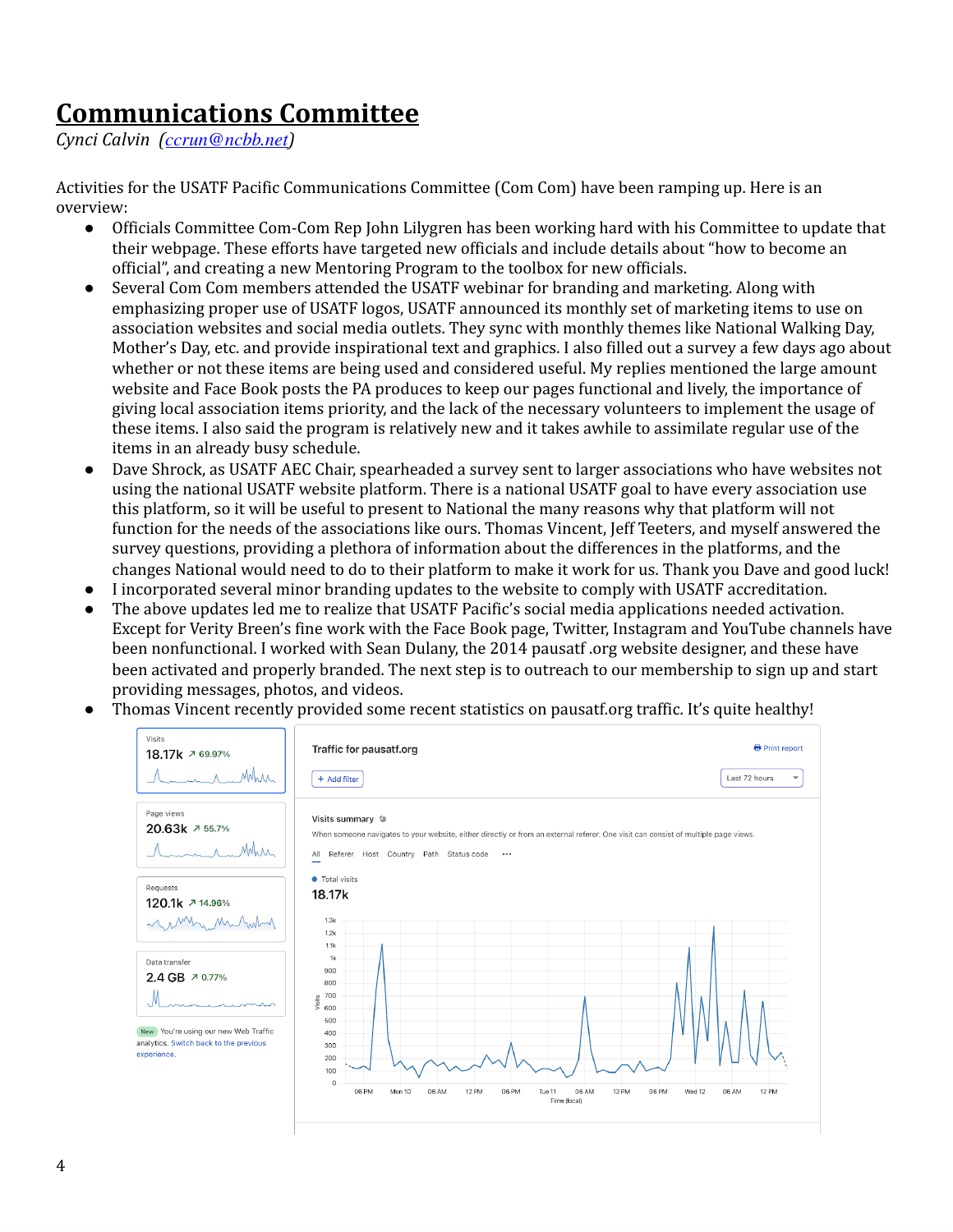# Communications Committee

*Cynci Calvin (ccrun@ncbb.net)*

Activities for the USATF Pacific Communications Committee (Com Com) have been ramping up. Here is an overview:

- Officials Committee Com-Com Rep John Lilygren has been working hard with his Committee to update that their webpage. These efforts have targeted new officials and include details about "how to become an official", and creating a new Mentoring Program to the toolbox for new officials.
- Several Com Com members attended the USATF webinar for branding and marketing. Along with emphasizing proper use of USATF logos, USATF announced its monthly set of marketing items to use on association websites and social media outlets. They sync with monthly themes like National Walking Day, Mother's Day, etc. and provide inspirational text and graphics. I also filled out a survey a few days ago about whether or not these items are being used and considered useful. My replies mentioned the large amount website and Face Book posts the PA produces to keep our pages functional and lively, the importance of giving local association items priority, and the lack of the necessary volunteers to implement the usage of these items. I also said the program is relatively new and it takes awhile to assimilate regular use of the items in an already busy schedule.
- Dave Shrock, as USATF AEC Chair, spearheaded a survey sent to larger associations who have websites not using the national USATF website platform. There is a national USATF goal to have every association use this platform, so it will be useful to present to National the many reasons why that platform will not function for the needs of the associations like ours. Thomas Vincent, Jeff Teeters, and myself answered the survey questions, providing a plethora of information about the differences in the platforms, and the changes National would need to do to their platform to make it work for us. Thank you Dave and good luck!
- I incorporated several minor branding updates to the website to comply with USATF accreditation.
- The above updates led me to realize that USATF Pacific's social media applications needed activation. Except for Verity Breen's fine work with the Face Book page, Twitter, Instagram and YouTube channels have been nonfunctional. I worked with Sean Dulany, the 2014 pausatf .org website designer, and these have been activated and properly branded. The next step is to outreach to our membership to sign up and start providing messages, photos, and videos.
- Thomas Vincent recently provided some recent statistics on pausatf.org traffic. It's quite healthy!

| Metric | Value | Change |
|---|---|---|
| Visits | 18.17k | ↗ 69.97% |
| Page views | 20.63k | ↗ 55.7% |
| Requests | 120.1k | ↗ 14.96% |
| Data transfer | 2.4 GB | ↗ 0.77% |

New You're using our new Web Traffic analytics. Switch back to the previous experience.

Traffic for pausatf.org — Last 72 hours

Visits summary: When someone navigates to your website, either directly or from an external referer. One visit can consist of multiple page views.

Total visits: 18.17k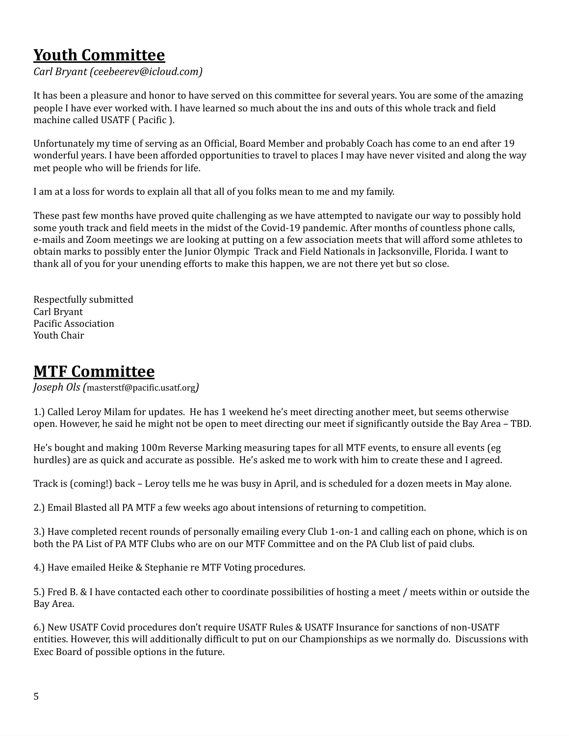## Youth Committee

*Carl Bryant (ceebeerev@icloud.com)*

It has been a pleasure and honor to have served on this committee for several years. You are some of the amazing people I have ever worked with. I have learned so much about the ins and outs of this whole track and field machine called USATF ( Pacific ).

Unfortunately my time of serving as an Official, Board Member and probably Coach has come to an end after 19 wonderful years. I have been afforded opportunities to travel to places I may have never visited and along the way met people who will be friends for life.

I am at a loss for words to explain all that all of you folks mean to me and my family.

These past few months have proved quite challenging as we have attempted to navigate our way to possibly hold some youth track and field meets in the midst of the Covid-19 pandemic. After months of countless phone calls, e-mails and Zoom meetings we are looking at putting on a few association meets that will afford some athletes to obtain marks to possibly enter the Junior Olympic Track and Field Nationals in Jacksonville, Florida. I want to thank all of you for your unending efforts to make this happen, we are not there yet but so close.

Respectfully submitted
Carl Bryant
Pacific Association
Youth Chair

## MTF Committee

*Joseph Ols (*masterstf@pacific.usatf.org*)*

1.) Called Leroy Milam for updates. He has 1 weekend he's meet directing another meet, but seems otherwise open. However, he said he might not be open to meet directing our meet if significantly outside the Bay Area – TBD.

He's bought and making 100m Reverse Marking measuring tapes for all MTF events, to ensure all events (eg hurdles) are as quick and accurate as possible. He's asked me to work with him to create these and I agreed.

Track is (coming!) back – Leroy tells me he was busy in April, and is scheduled for a dozen meets in May alone.

2.) Email Blasted all PA MTF a few weeks ago about intensions of returning to competition.

3.) Have completed recent rounds of personally emailing every Club 1-on-1 and calling each on phone, which is on both the PA List of PA MTF Clubs who are on our MTF Committee and on the PA Club list of paid clubs.

4.) Have emailed Heike & Stephanie re MTF Voting procedures.

5.) Fred B. & I have contacted each other to coordinate possibilities of hosting a meet / meets within or outside the Bay Area.

6.) New USATF Covid procedures don't require USATF Rules & USATF Insurance for sanctions of non-USATF entities. However, this will additionally difficult to put on our Championships as we normally do. Discussions with Exec Board of possible options in the future.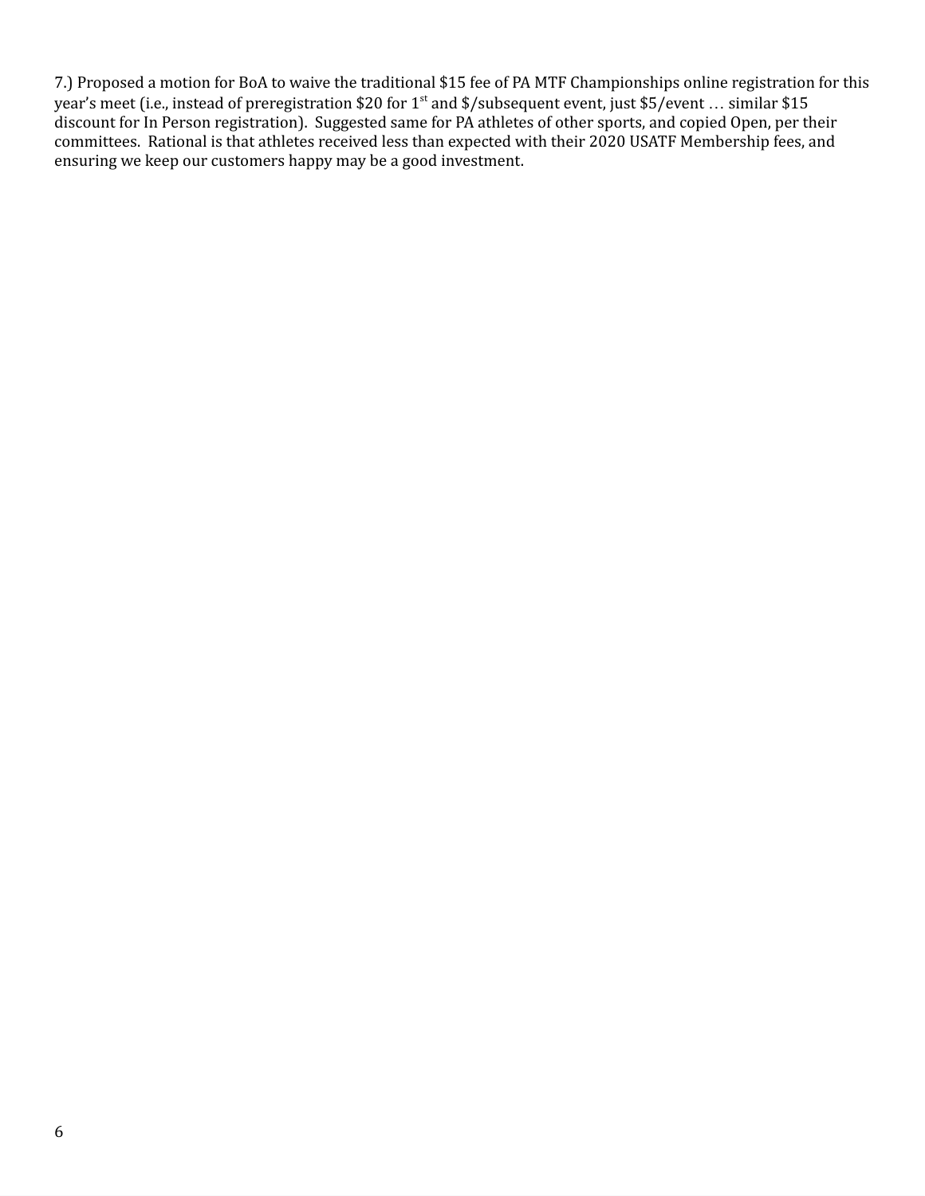7.) Proposed a motion for BoA to waive the traditional $15 fee of PA MTF Championships online registration for this year's meet (i.e., instead of preregistration $20 for 1st and $/subsequent event, just $5/event … similar $15 discount for In Person registration). Suggested same for PA athletes of other sports, and copied Open, per their committees. Rational is that athletes received less than expected with their 2020 USATF Membership fees, and ensuring we keep our customers happy may be a good investment.